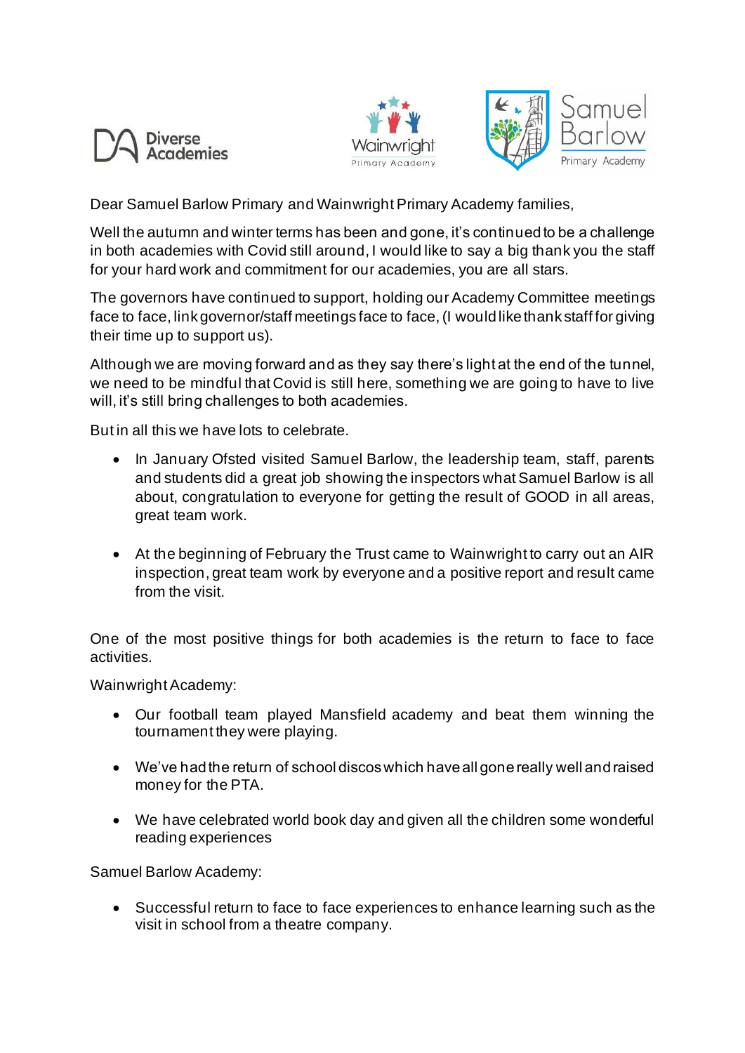Dear Samuel Barlow Primary and Wainwright Primary Academy families,

Well the autumn and winter terms has been and gone, it's continued to be a challenge in both academies with Covid still around, I would like to say a big thank you the staff for your hard work and commitment for our academies, you are all stars.

The governors have continued to support, holding our Academy Committee meetings face to face, link governor/staff meetings face to face, (I would like thank staff for giving their time up to support us).

Although we are moving forward and as they say there's light at the end of the tunnel, we need to be mindful that Covid is still here, something we are going to have to live will, it's still bring challenges to both academies.

But in all this we have lots to celebrate.

- In January Ofsted visited Samuel Barlow, the leadership team, staff, parents and students did a great job showing the inspectors what Samuel Barlow is all about, congratulation to everyone for getting the result of GOOD in all areas, great team work.

- At the beginning of February the Trust came to Wainwright to carry out an AIR inspection, great team work by everyone and a positive report and result came from the visit.

One of the most positive things for both academies is the return to face to face activities.

Wainwright Academy:

- Our football team played Mansfield academy and beat them winning the tournament they were playing.

- We've had the return of school discos which have all gone really well and raised money for the PTA.

- We have celebrated world book day and given all the children some wonderful reading experiences

Samuel Barlow Academy:

- Successful return to face to face experiences to enhance learning such as the visit in school from a theatre company.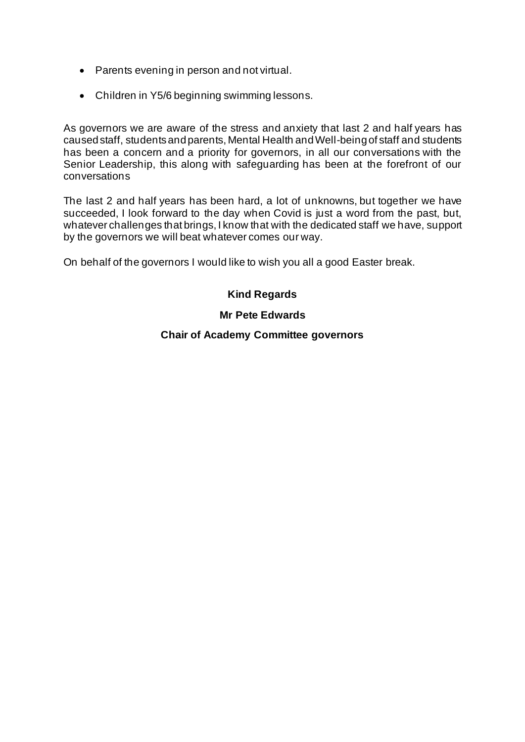- Parents evening in person and not virtual.
- Children in Y5/6 beginning swimming lessons.

As governors we are aware of the stress and anxiety that last 2 and half years has caused staff, students and parents, Mental Health and Well-being of staff and students has been a concern and a priority for governors, in all our conversations with the Senior Leadership, this along with safeguarding has been at the forefront of our conversations

The last 2 and half years has been hard, a lot of unknowns, but together we have succeeded, I look forward to the day when Covid is just a word from the past, but, whatever challenges that brings, I know that with the dedicated staff we have, support by the governors we will beat whatever comes our way.

On behalf of the governors I would like to wish you all a good Easter break.

**Kind Regards**

**Mr Pete Edwards**

**Chair of Academy Committee governors**